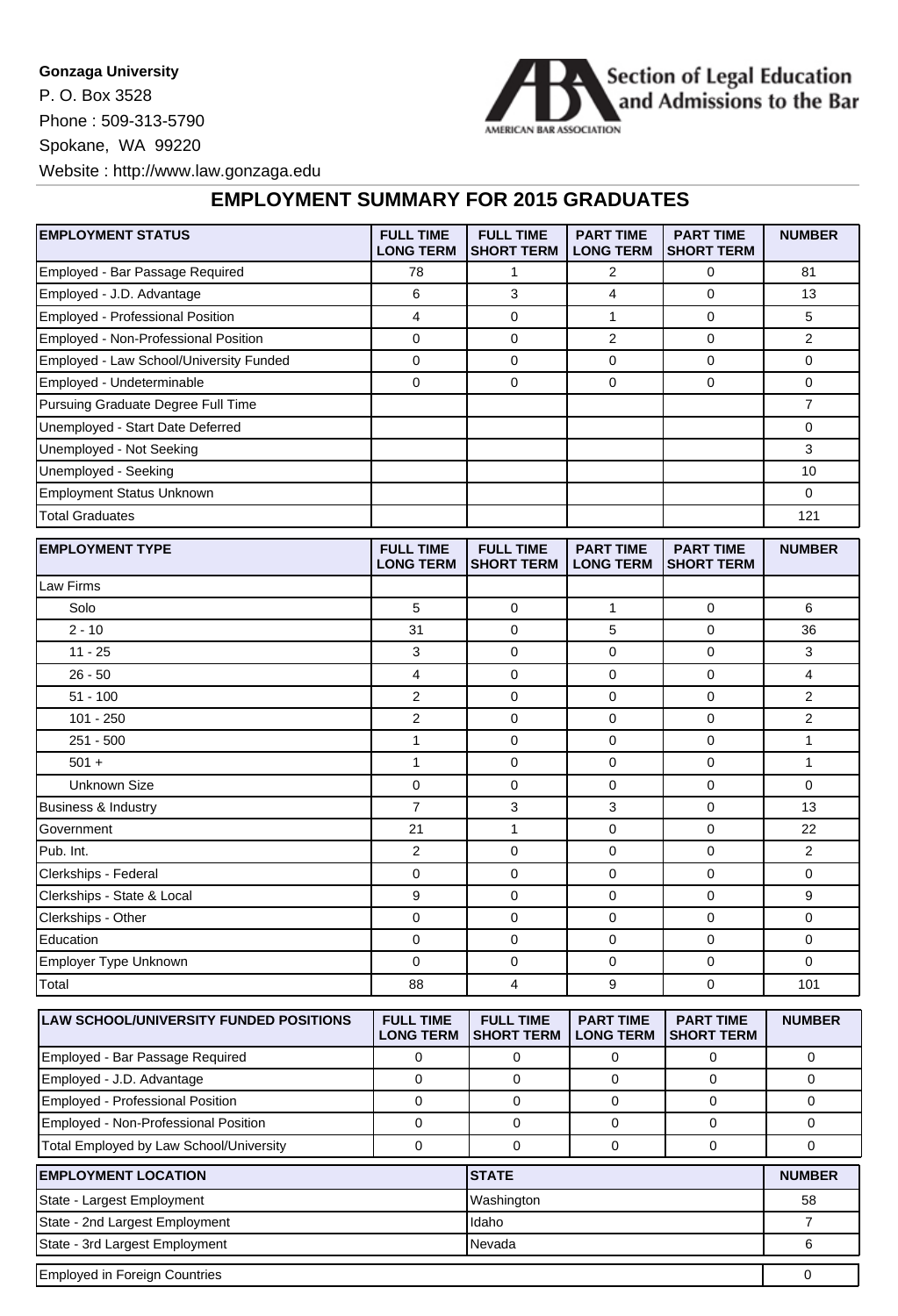**Gonzaga University**

P. O. Box 3528

Phone : 509-313-5790

Spokane, WA 99220

Website : http://www.law.gonzaga.edu

Section of Legal Education and Admissions to the Bar

AMERICAN BAR ASSOCIATION

## EMPLOYMENT SUMMARY FOR 2015 GRADUATES

| EMPLOYMENT STATUS | FULL TIME LONG TERM | FULL TIME SHORT TERM | PART TIME LONG TERM | PART TIME SHORT TERM | NUMBER |
|---|---|---|---|---|---|
| Employed - Bar Passage Required | 78 | 1 | 2 | 0 | 81 |
| Employed - J.D. Advantage | 6 | 3 | 4 | 0 | 13 |
| Employed - Professional Position | 4 | 0 | 1 | 0 | 5 |
| Employed - Non-Professional Position | 0 | 0 | 2 | 0 | 2 |
| Employed - Law School/University Funded | 0 | 0 | 0 | 0 | 0 |
| Employed - Undeterminable | 0 | 0 | 0 | 0 | 0 |
| Pursuing Graduate Degree Full Time | | | | | 7 |
| Unemployed - Start Date Deferred | | | | | 0 |
| Unemployed - Not Seeking | | | | | 3 |
| Unemployed - Seeking | | | | | 10 |
| Employment Status Unknown | | | | | 0 |
| Total Graduates | | | | | 121 |

| EMPLOYMENT TYPE | FULL TIME LONG TERM | FULL TIME SHORT TERM | PART TIME LONG TERM | PART TIME SHORT TERM | NUMBER |
|---|---|---|---|---|---|
| Law Firms | | | | | |
| Solo | 5 | 0 | 1 | 0 | 6 |
| 2 - 10 | 31 | 0 | 5 | 0 | 36 |
| 11 - 25 | 3 | 0 | 0 | 0 | 3 |
| 26 - 50 | 4 | 0 | 0 | 0 | 4 |
| 51 - 100 | 2 | 0 | 0 | 0 | 2 |
| 101 - 250 | 2 | 0 | 0 | 0 | 2 |
| 251 - 500 | 1 | 0 | 0 | 0 | 1 |
| 501 + | 1 | 0 | 0 | 0 | 1 |
| Unknown Size | 0 | 0 | 0 | 0 | 0 |
| Business & Industry | 7 | 3 | 3 | 0 | 13 |
| Government | 21 | 1 | 0 | 0 | 22 |
| Pub. Int. | 2 | 0 | 0 | 0 | 2 |
| Clerkships - Federal | 0 | 0 | 0 | 0 | 0 |
| Clerkships - State & Local | 9 | 0 | 0 | 0 | 9 |
| Clerkships - Other | 0 | 0 | 0 | 0 | 0 |
| Education | 0 | 0 | 0 | 0 | 0 |
| Employer Type Unknown | 0 | 0 | 0 | 0 | 0 |
| Total | 88 | 4 | 9 | 0 | 101 |

| LAW SCHOOL/UNIVERSITY FUNDED POSITIONS | FULL TIME LONG TERM | FULL TIME SHORT TERM | PART TIME LONG TERM | PART TIME SHORT TERM | NUMBER |
|---|---|---|---|---|---|
| Employed - Bar Passage Required | 0 | 0 | 0 | 0 | 0 |
| Employed - J.D. Advantage | 0 | 0 | 0 | 0 | 0 |
| Employed - Professional Position | 0 | 0 | 0 | 0 | 0 |
| Employed - Non-Professional Position | 0 | 0 | 0 | 0 | 0 |
| Total Employed by Law School/University | 0 | 0 | 0 | 0 | 0 |

| EMPLOYMENT LOCATION | STATE | NUMBER |
|---|---|---|
| State - Largest Employment | Washington | 58 |
| State - 2nd Largest Employment | Idaho | 7 |
| State - 3rd Largest Employment | Nevada | 6 |

| | |
|---|---|
| Employed in Foreign Countries | 0 |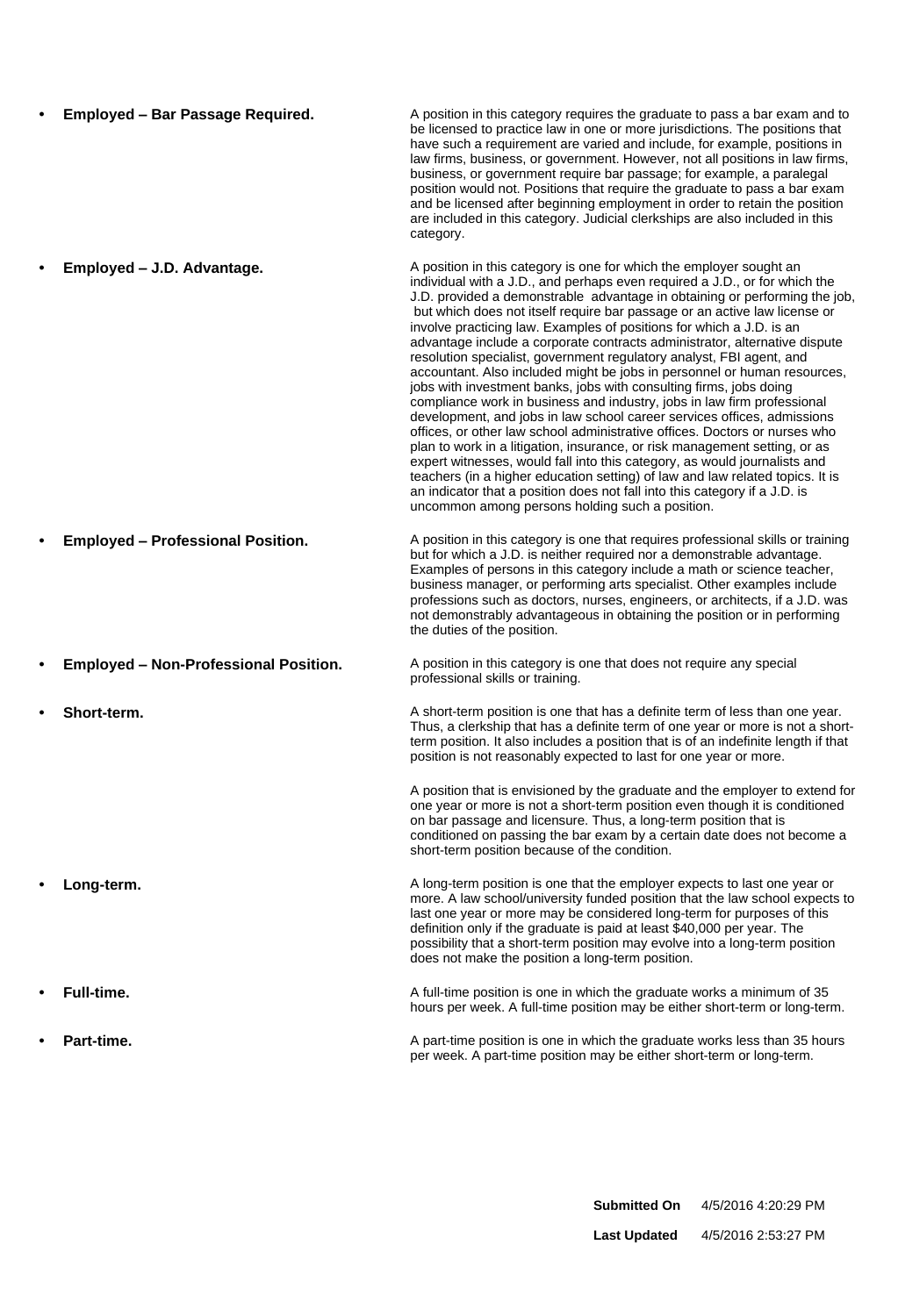- **Employed – Bar Passage Required.** A position in this category requires the graduate to pass a bar exam and to be licensed to practice law in one or more jurisdictions. The positions that have such a requirement are varied and include, for example, positions in law firms, business, or government. However, not all positions in law firms, business, or government require bar passage; for example, a paralegal position would not. Positions that require the graduate to pass a bar exam and be licensed after beginning employment in order to retain the position are included in this category. Judicial clerkships are also included in this category.

- **Employed – J.D. Advantage.** A position in this category is one for which the employer sought an individual with a J.D., and perhaps even required a J.D., or for which the J.D. provided a demonstrable advantage in obtaining or performing the job, but which does not itself require bar passage or an active law license or involve practicing law. Examples of positions for which a J.D. is an advantage include a corporate contracts administrator, alternative dispute resolution specialist, government regulatory analyst, FBI agent, and accountant. Also included might be jobs in personnel or human resources, jobs with investment banks, jobs with consulting firms, jobs doing compliance work in business and industry, jobs in law firm professional development, and jobs in law school career services offices, admissions offices, or other law school administrative offices. Doctors or nurses who plan to work in a litigation, insurance, or risk management setting, or as expert witnesses, would fall into this category, as would journalists and teachers (in a higher education setting) of law and law related topics. It is an indicator that a position does not fall into this category if a J.D. is uncommon among persons holding such a position.

- **Employed – Professional Position.** A position in this category is one that requires professional skills or training but for which a J.D. is neither required nor a demonstrable advantage. Examples of persons in this category include a math or science teacher, business manager, or performing arts specialist. Other examples include professions such as doctors, nurses, engineers, or architects, if a J.D. was not demonstrably advantageous in obtaining the position or in performing the duties of the position.

- **Employed – Non-Professional Position.** A position in this category is one that does not require any special professional skills or training.

- **Short-term.** A short-term position is one that has a definite term of less than one year. Thus, a clerkship that has a definite term of one year or more is not a short-term position. It also includes a position that is of an indefinite length if that position is not reasonably expected to last for one year or more.

  A position that is envisioned by the graduate and the employer to extend for one year or more is not a short-term position even though it is conditioned on bar passage and licensure. Thus, a long-term position that is conditioned on passing the bar exam by a certain date does not become a short-term position because of the condition.

- **Long-term.** A long-term position is one that the employer expects to last one year or more. A law school/university funded position that the law school expects to last one year or more may be considered long-term for purposes of this definition only if the graduate is paid at least $40,000 per year. The possibility that a short-term position may evolve into a long-term position does not make the position a long-term position.

- **Full-time.** A full-time position is one in which the graduate works a minimum of 35 hours per week. A full-time position may be either short-term or long-term.

- **Part-time.** A part-time position is one in which the graduate works less than 35 hours per week. A part-time position may be either short-term or long-term.

| | |
|---|---|
| **Submitted On** | 4/5/2016 4:20:29 PM |
| **Last Updated** | 4/5/2016 2:53:27 PM |